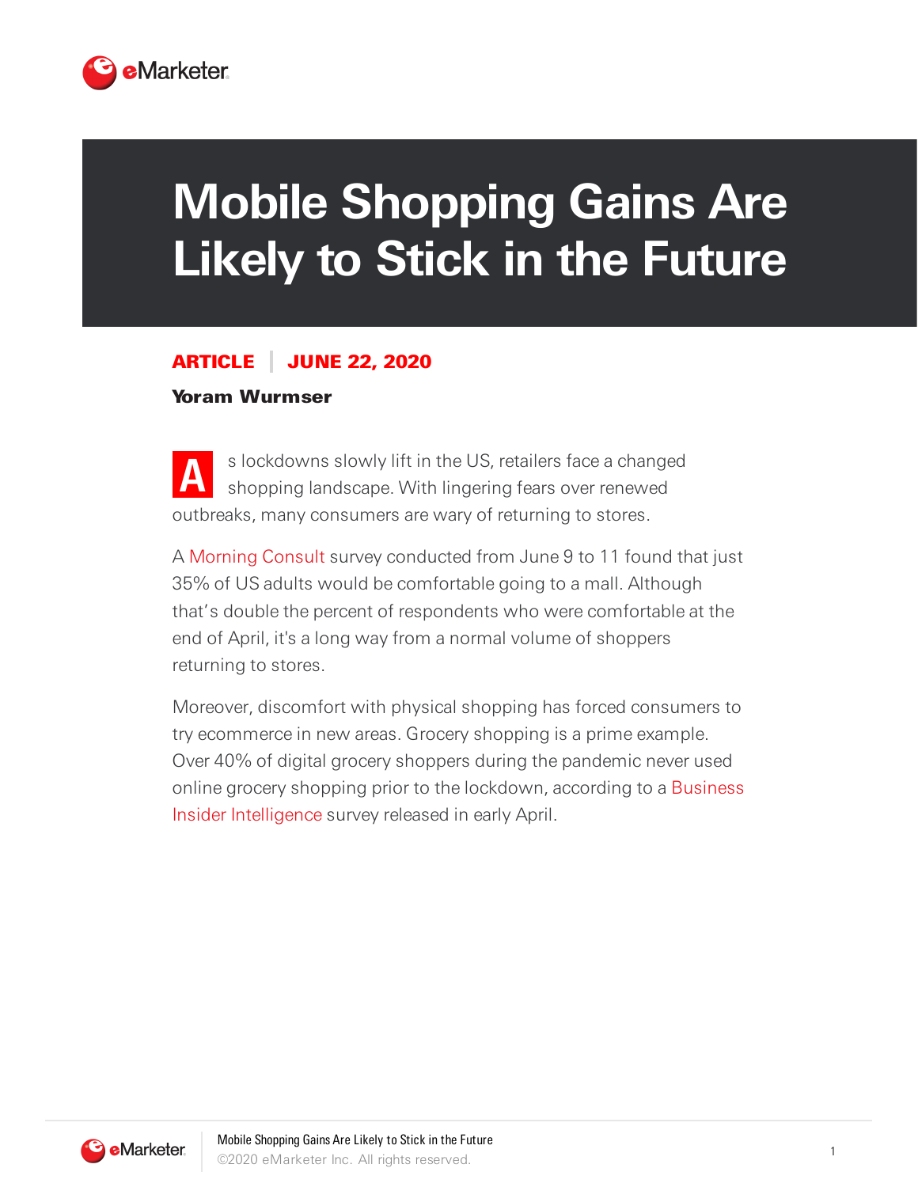# Mobile Shopping Gains Are Likely to Stick in the Future

**ARTICLE | JUNE 22, 2020**

**Yoram Wurmser**

As lockdowns slowly lift in the US, retailers face a changed shopping landscape. With lingering fears over renewed outbreaks, many consumers are wary of returning to stores.

A Morning Consult survey conducted from June 9 to 11 found that just 35% of US adults would be comfortable going to a mall. Although that's double the percent of respondents who were comfortable at the end of April, it's a long way from a normal volume of shoppers returning to stores.

Moreover, discomfort with physical shopping has forced consumers to try ecommerce in new areas. Grocery shopping is a prime example. Over 40% of digital grocery shoppers during the pandemic never used online grocery shopping prior to the lockdown, according to a Business Insider Intelligence survey released in early April.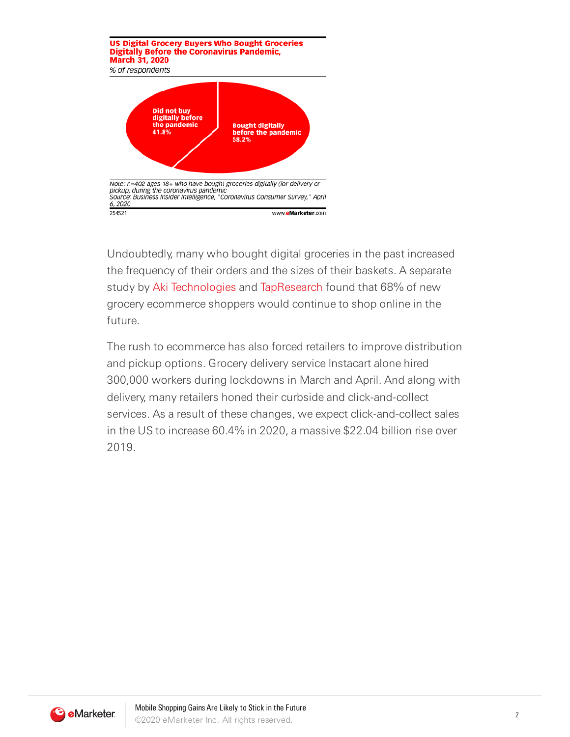**US Digital Grocery Buyers Who Bought Groceries Digitally Before the Coronavirus Pandemic, March 31, 2020**

*% of respondents*

| | % of respondents |
|---|---|
| Bought digitally before the pandemic | 58.2% |
| Did not buy digitally before the pandemic | 41.8% |

*Note: n=402 ages 18+ who have bought groceries digitally (for delivery or pickup) during the coronavirus pandemic*
*Source: Business Insider Intelligence, "Coronavirus Consumer Survey," April 6, 2020*

254521 www.eMarketer.com

Undoubtedly, many who bought digital groceries in the past increased the frequency of their orders and the sizes of their baskets. A separate study by Aki Technologies and TapResearch found that 68% of new grocery ecommerce shoppers would continue to shop online in the future.

The rush to ecommerce has also forced retailers to improve distribution and pickup options. Grocery delivery service Instacart alone hired 300,000 workers during lockdowns in March and April. And along with delivery, many retailers honed their curbside and click-and-collect services. As a result of these changes, we expect click-and-collect sales in the US to increase 60.4% in 2020, a massive $22.04 billion rise over 2019.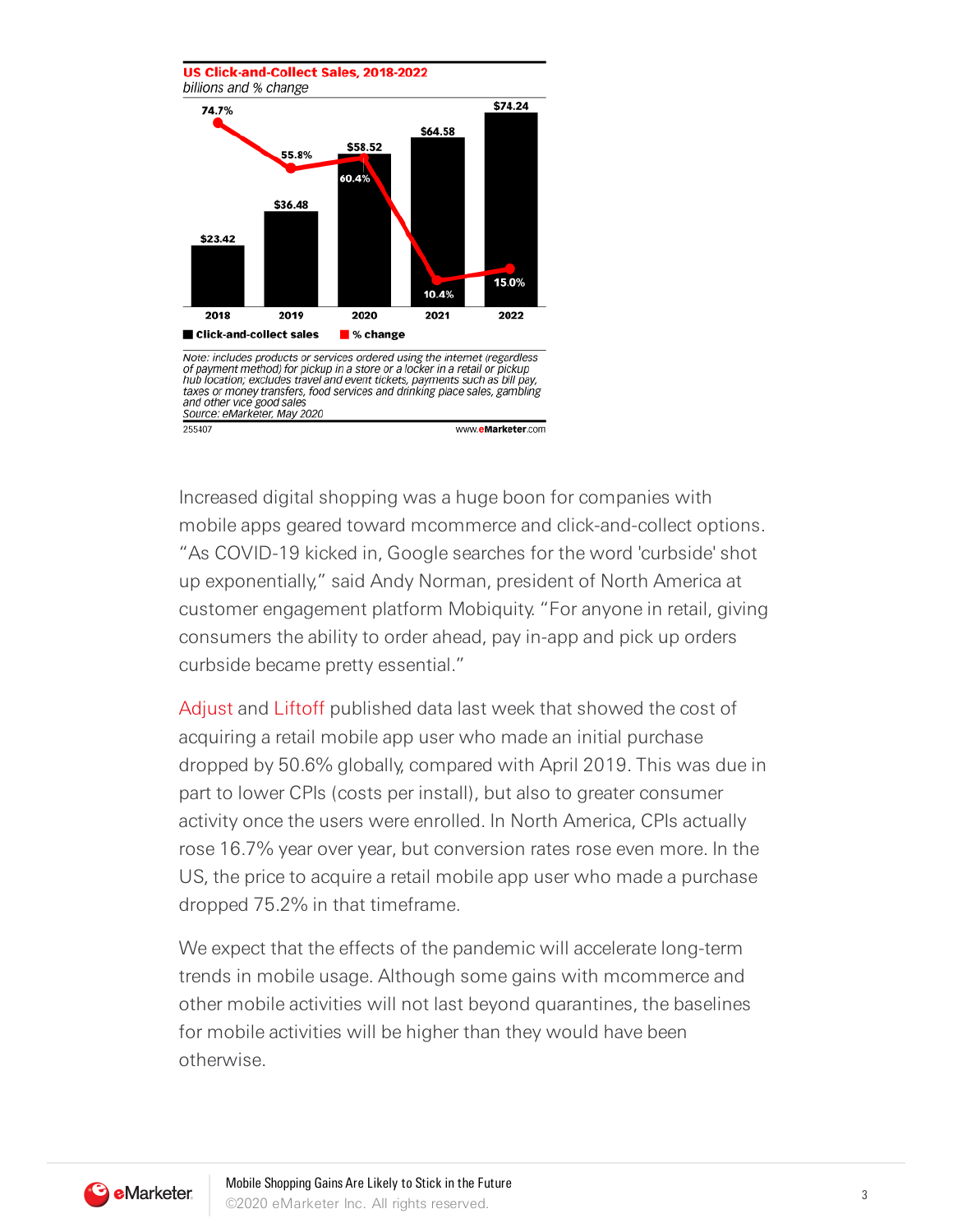**US Click-and-Collect Sales, 2018-2022**
*billions and % change*

| | 2018 | 2019 | 2020 | 2021 | 2022 |
|---|---|---|---|---|---|
| Click-and-collect sales | $23.42 | $36.48 | $58.52 | $64.58 | $74.24 |
| % change | 74.7% | 55.8% | 60.4% | 10.4% | 15.0% |

*Note: includes products or services ordered using the internet (regardless of payment method) for pickup in a store or a locker in a retail or pickup hub location; excludes travel and event tickets, payments such as bill pay, taxes or money transfers, food services and drinking place sales, gambling and other vice good sales*
*Source: eMarketer, May 2020*

255407 www.eMarketer.com

Increased digital shopping was a huge boon for companies with mobile apps geared toward mcommerce and click-and-collect options. "As COVID-19 kicked in, Google searches for the word 'curbside' shot up exponentially," said Andy Norman, president of North America at customer engagement platform Mobiquity. "For anyone in retail, giving consumers the ability to order ahead, pay in-app and pick up orders curbside became pretty essential."

Adjust and Liftoff published data last week that showed the cost of acquiring a retail mobile app user who made an initial purchase dropped by 50.6% globally, compared with April 2019. This was due in part to lower CPIs (costs per install), but also to greater consumer activity once the users were enrolled. In North America, CPIs actually rose 16.7% year over year, but conversion rates rose even more. In the US, the price to acquire a retail mobile app user who made a purchase dropped 75.2% in that timeframe.

We expect that the effects of the pandemic will accelerate long-term trends in mobile usage. Although some gains with mcommerce and other mobile activities will not last beyond quarantines, the baselines for mobile activities will be higher than they would have been otherwise.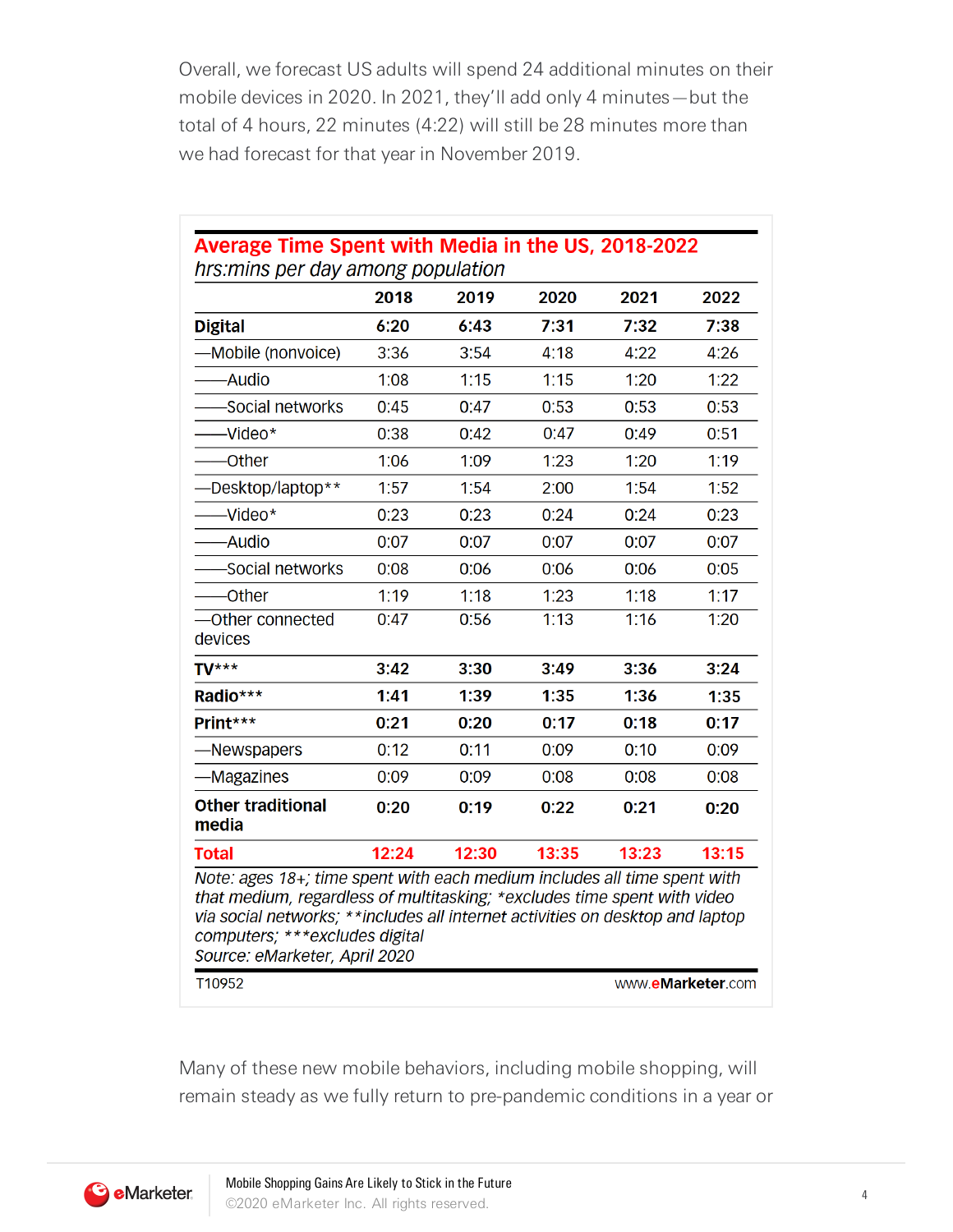Overall, we forecast US adults will spend 24 additional minutes on their mobile devices in 2020. In 2021, they'll add only 4 minutes—but the total of 4 hours, 22 minutes (4:22) will still be 28 minutes more than we had forecast for that year in November 2019.

**Average Time Spent with Media in the US, 2018-2022**
*hrs:mins per day among population*

| | 2018 | 2019 | 2020 | 2021 | 2022 |
|---|---|---|---|---|---|
| **Digital** | **6:20** | **6:43** | **7:31** | **7:32** | **7:38** |
| —Mobile (nonvoice) | 3:36 | 3:54 | 4:18 | 4:22 | 4:26 |
| ——Audio | 1:08 | 1:15 | 1:15 | 1:20 | 1:22 |
| ——Social networks | 0:45 | 0:47 | 0:53 | 0:53 | 0:53 |
| ——Video* | 0:38 | 0:42 | 0:47 | 0:49 | 0:51 |
| ——Other | 1:06 | 1:09 | 1:23 | 1:20 | 1:19 |
| —Desktop/laptop** | 1:57 | 1:54 | 2:00 | 1:54 | 1:52 |
| ——Video* | 0:23 | 0:23 | 0:24 | 0:24 | 0:23 |
| ——Audio | 0:07 | 0:07 | 0:07 | 0:07 | 0:07 |
| ——Social networks | 0:08 | 0:06 | 0:06 | 0:06 | 0:05 |
| ——Other | 1:19 | 1:18 | 1:23 | 1:18 | 1:17 |
| —Other connected devices | 0:47 | 0:56 | 1:13 | 1:16 | 1:20 |
| **TV*** ** | **3:42** | **3:30** | **3:49** | **3:36** | **3:24** |
| **Radio*** ** | **1:41** | **1:39** | **1:35** | **1:36** | **1:35** |
| **Print*** ** | **0:21** | **0:20** | **0:17** | **0:18** | **0:17** |
| —Newspapers | 0:12 | 0:11 | 0:09 | 0:10 | 0:09 |
| —Magazines | 0:09 | 0:09 | 0:08 | 0:08 | 0:08 |
| **Other traditional media** | **0:20** | **0:19** | **0:22** | **0:21** | **0:20** |
| **Total** | **12:24** | **12:30** | **13:35** | **13:23** | **13:15** |

*Note: ages 18+; time spent with each medium includes all time spent with that medium, regardless of multitasking; *excludes time spent with video via social networks; **includes all internet activities on desktop and laptop computers; ***excludes digital*
*Source: eMarketer, April 2020*

T10952 www.eMarketer.com

Many of these new mobile behaviors, including mobile shopping, will remain steady as we fully return to pre-pandemic conditions in a year or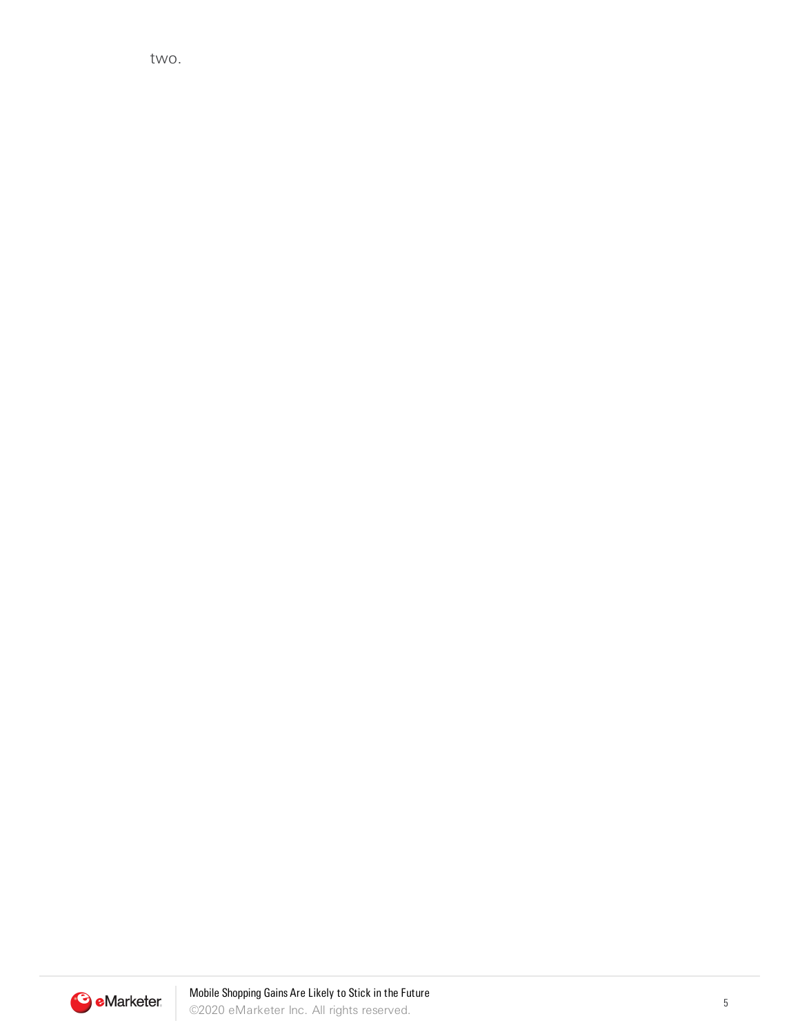two.